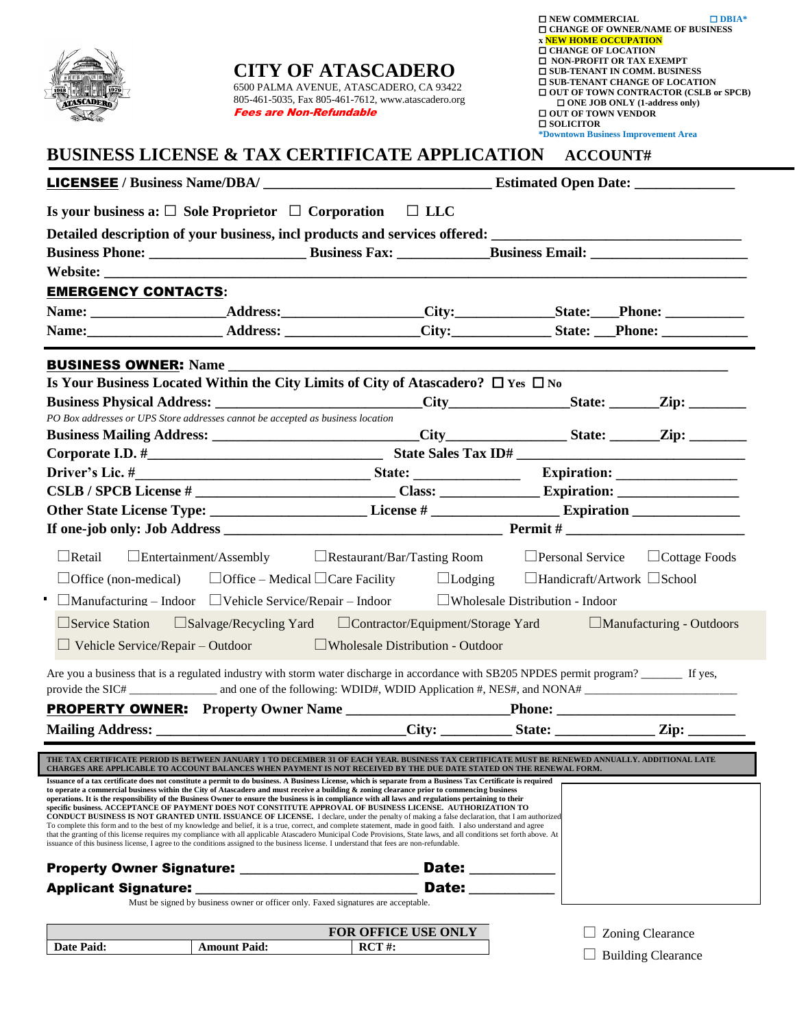- ☐ NEW COMMERCIAL ☐ DBIA*
- ☐ CHANGE OF OWNER/NAME OF BUSINESS
- x **NEW HOME OCCUPATION**
- ☐ CHANGE OF LOCATION
- ☐ NON-PROFIT OR TAX EXEMPT
- ☐ SUB-TENANT IN COMM. BUSINESS
- ☐ SUB-TENANT CHANGE OF LOCATION
- ☐ OUT OF TOWN CONTRACTOR (CSLB or SPCB)
  - ☐ ONE JOB ONLY (1-address only)
- ☐ OUT OF TOWN VENDOR
- ☐ SOLICITOR

*Downtown Business Improvement Area

# CITY OF ATASCADERO

6500 PALMA AVENUE, ATASCADERO, CA 93422
805-461-5035, Fax 805-461-7612, www.atascadero.org
***Fees are Non-Refundable***

## BUSINESS LICENSE & TAX CERTIFICATE APPLICATION ACCOUNT#

**LICENSEE** / Business Name/DBA/ ______________________________ Estimated Open Date: _____________

Is your business a: ☐ Sole Proprietor ☐ Corporation ☐ LLC

Detailed description of your business, incl products and services offered: ______________________________

Business Phone: ____________________ Business Fax: ___________ Business Email: ____________________

Website: ____________________________________________________________________________

**EMERGENCY CONTACTS**:

Name: _________________ Address: _________________ City: ____________ State: ___ Phone: __________

Name: _________________ Address: _________________ City: ____________ State: ___ Phone: __________

**BUSINESS OWNER:** Name ____________________________________________________________

Is Your Business Located Within the City Limits of City of Atascadero? ☐ Yes ☐ No

Business Physical Address: ________________________ City _______________ State: ______ Zip: _______

*PO Box addresses or UPS Store addresses cannot be accepted as business location*

Business Mailing Address: ________________________ City _______________ State: ______ Zip: _______

Corporate I.D. # ______________________________ State Sales Tax ID# ______________________________

Driver's Lic. # ______________________________ State: ______________ Expiration: _______________

CSLB / SPCB License # _________________________ Class: _____________ Expiration: _______________

Other State License Type: ____________________ License # ________________ Expiration ______________

If one-job only: Job Address _____________________________________ Permit # ________________________

☐Retail ☐Entertainment/Assembly ☐Restaurant/Bar/Tasting Room ☐Personal Service ☐Cottage Foods

☐Office (non-medical) ☐Office – Medical ☐Care Facility ☐Lodging ☐Handicraft/Artwork ☐School

☐Manufacturing – Indoor ☐Vehicle Service/Repair – Indoor ☐Wholesale Distribution - Indoor

☐Service Station ☐Salvage/Recycling Yard ☐Contractor/Equipment/Storage Yard ☐Manufacturing - Outdoors

☐ Vehicle Service/Repair – Outdoor ☐Wholesale Distribution - Outdoor

Are you a business that is a regulated industry with storm water discharge in accordance with SB205 NPDES permit program? _______ If yes, provide the SIC# ______________ and one of the following: WDID#, WDID Application #, NES#, and NONA# ________________________

**PROPERTY OWNER:** Property Owner Name _____________________ Phone: _______________________

Mailing Address: ________________________________ City: _________ State: _____________ Zip: _______

**THE TAX CERTIFICATE PERIOD IS BETWEEN JANUARY 1 TO DECEMBER 31 OF EACH YEAR. BUSINESS TAX CERTIFICATE MUST BE RENEWED ANNUALLY. ADDITIONAL LATE CHARGES ARE APPLICABLE TO ACCOUNT BALANCES WHEN PAYMENT IS NOT RECEIVED BY THE DUE DATE STATED ON THE RENEWAL FORM.**

**Issuance of a tax certificate does not constitute a permit to do business. A Business License, which is separate from a Business Tax Certificate is required to operate a commercial business within the City of Atascadero and must receive a building & zoning clearance prior to commencing business operations. It is the responsibility of the Business Owner to ensure the business is in compliance with all laws and regulations pertaining to their specific business. ACCEPTANCE OF PAYMENT DOES NOT CONSTITUTE APPROVAL OF BUSINESS LICENSE. AUTHORIZATION TO CONDUCT BUSINESS IS NOT GRANTED UNTIL ISSUANCE OF LICENSE.** I declare, under the penalty of making a false declaration, that I am authorized To complete this form and to the best of my knowledge and belief, it is a true, correct, and complete statement, made in good faith. I also understand and agree that the granting of this license requires my compliance with all applicable Atascadero Municipal Code Provisions, State laws, and all conditions set forth above. At issuance of this business license, I agree to the conditions assigned to the business license. I understand that fees are non-refundable.

**Property Owner Signature:** ______________________ **Date:** __________

**Applicant Signature:** ___________________________ **Date:** __________

Must be signed by business owner or officer only. Faxed signatures are acceptable.

| | | **FOR OFFICE USE ONLY** |
|---|---|---|
| **Date Paid:** | **Amount Paid:** | **RCT #:** |

☐ Zoning Clearance

☐ Building Clearance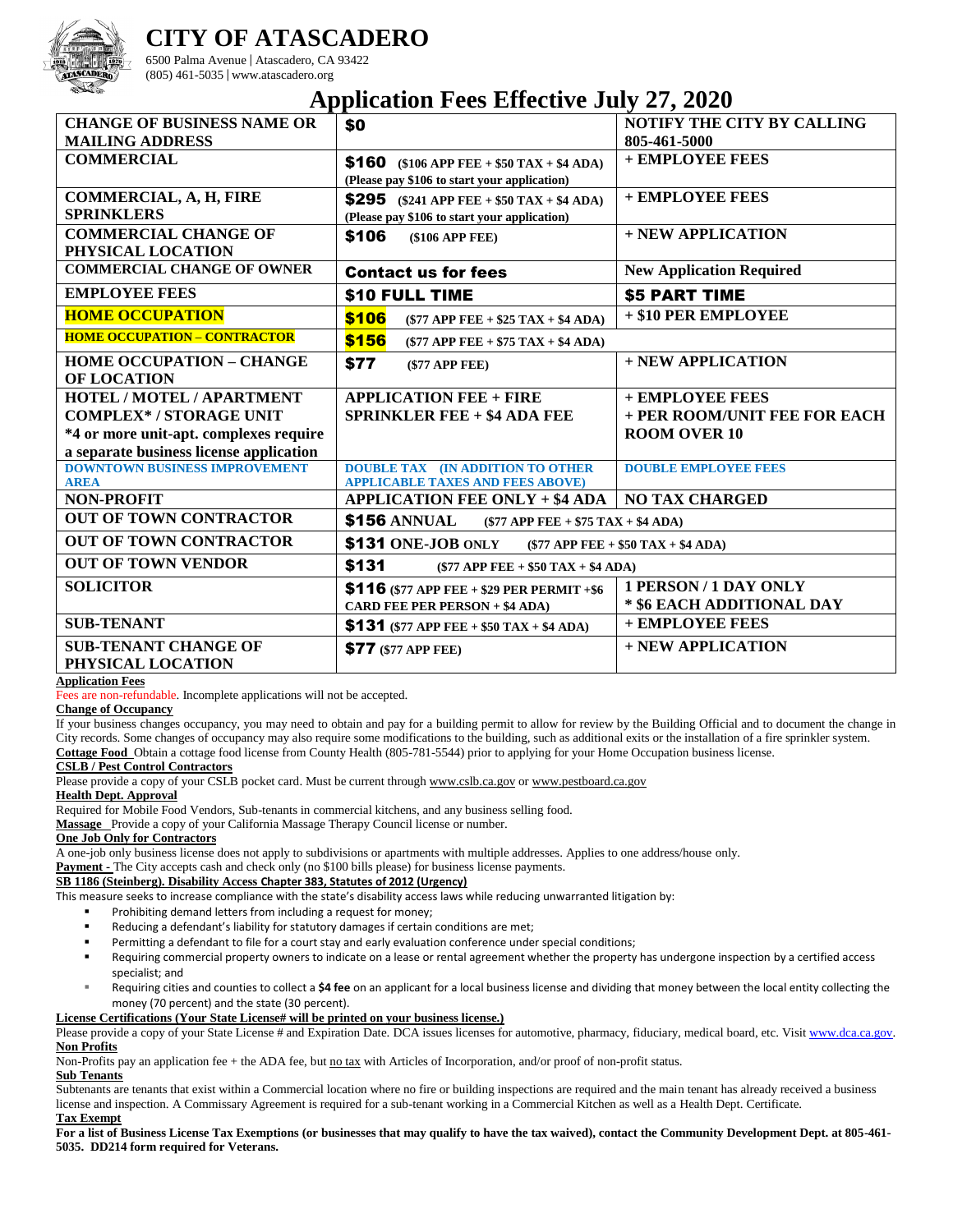# CITY OF ATASCADERO

6500 Palma Avenue | Atascadero, CA 93422
(805) 461-5035 | www.atascadero.org

## Application Fees Effective July 27, 2020

| | | |
|---|---|---|
| **CHANGE OF BUSINESS NAME OR MAILING ADDRESS** | **$0** | **NOTIFY THE CITY BY CALLING 805-461-5000** |
| **COMMERCIAL** | **$160** ($106 APP FEE + $50 TAX + $4 ADA) (Please pay $106 to start your application) | **+ EMPLOYEE FEES** |
| **COMMERCIAL, A, H, FIRE SPRINKLERS** | **$295** ($241 APP FEE + $50 TAX + $4 ADA) (Please pay $106 to start your application) | **+ EMPLOYEE FEES** |
| **COMMERCIAL CHANGE OF PHYSICAL LOCATION** | **$106** ($106 APP FEE) | **+ NEW APPLICATION** |
| **COMMERCIAL CHANGE OF OWNER** | **Contact us for fees** | **New Application Required** |
| **EMPLOYEE FEES** | **$10 FULL TIME** | **$5 PART TIME** |
| **HOME OCCUPATION** | **$106** ($77 APP FEE + $25 TAX + $4 ADA) | **+ $10 PER EMPLOYEE** |
| **HOME OCCUPATION – CONTRACTOR** | **$156** ($77 APP FEE + $75 TAX + $4 ADA) | |
| **HOME OCCUPATION – CHANGE OF LOCATION** | **$77** ($77 APP FEE) | **+ NEW APPLICATION** |
| **HOTEL / MOTEL / APARTMENT COMPLEX* / STORAGE UNIT** *4 or more unit-apt. complexes require a separate business license application | **APPLICATION FEE + FIRE SPRINKLER FEE + $4 ADA FEE** | **+ EMPLOYEE FEES + PER ROOM/UNIT FEE FOR EACH ROOM OVER 10** |
| **DOWNTOWN BUSINESS IMPROVEMENT AREA** | **DOUBLE TAX (IN ADDITION TO OTHER APPLICABLE TAXES AND FEES ABOVE)** | **DOUBLE EMPLOYEE FEES** |
| **NON-PROFIT** | **APPLICATION FEE ONLY + $4 ADA** | **NO TAX CHARGED** |
| **OUT OF TOWN CONTRACTOR** | **$156 ANNUAL** ($77 APP FEE + $75 TAX + $4 ADA) | |
| **OUT OF TOWN CONTRACTOR** | **$131 ONE-JOB ONLY** ($77 APP FEE + $50 TAX + $4 ADA) | |
| **OUT OF TOWN VENDOR** | **$131** ($77 APP FEE + $50 TAX + $4 ADA) | |
| **SOLICITOR** | **$116** ($77 APP FEE + $29 PER PERMIT +$6 CARD FEE PER PERSON + $4 ADA) | **1 PERSON / 1 DAY ONLY * $6 EACH ADDITIONAL DAY** |
| **SUB-TENANT** | **$131** ($77 APP FEE + $50 TAX + $4 ADA) | **+ EMPLOYEE FEES** |
| **SUB-TENANT CHANGE OF PHYSICAL LOCATION** | **$77** ($77 APP FEE) | **+ NEW APPLICATION** |

**Application Fees**

Fees are non-refundable. Incomplete applications will not be accepted.

**Change of Occupancy**

If your business changes occupancy, you may need to obtain and pay for a building permit to allow for review by the Building Official and to document the change in City records. Some changes of occupancy may also require some modifications to the building, such as additional exits or the installation of a fire sprinkler system.

**Cottage Food** Obtain a cottage food license from County Health (805-781-5544) prior to applying for your Home Occupation business license.

**CSLB / Pest Control Contractors**

Please provide a copy of your CSLB pocket card. Must be current through www.cslb.ca.gov or www.pestboard.ca.gov

**Health Dept. Approval**

Required for Mobile Food Vendors, Sub-tenants in commercial kitchens, and any business selling food.

**Massage** Provide a copy of your California Massage Therapy Council license or number.

**One Job Only for Contractors**

A one-job only business license does not apply to subdivisions or apartments with multiple addresses. Applies to one address/house only.

**Payment -** The City accepts cash and check only (no $100 bills please) for business license payments.

**SB 1186 (Steinberg). Disability Access Chapter 383, Statutes of 2012 (Urgency)**

This measure seeks to increase compliance with the state's disability access laws while reducing unwarranted litigation by:

- Prohibiting demand letters from including a request for money;
- Reducing a defendant's liability for statutory damages if certain conditions are met;
- Permitting a defendant to file for a court stay and early evaluation conference under special conditions;
- Requiring commercial property owners to indicate on a lease or rental agreement whether the property has undergone inspection by a certified access specialist; and
- Requiring cities and counties to collect a **$4 fee** on an applicant for a local business license and dividing that money between the local entity collecting the money (70 percent) and the state (30 percent).

**License Certifications (Your State License# will be printed on your business license.)**

Please provide a copy of your State License # and Expiration Date. DCA issues licenses for automotive, pharmacy, fiduciary, medical board, etc. Visit www.dca.ca.gov.

**Non Profits**

Non-Profits pay an application fee + the ADA fee, but no tax with Articles of Incorporation, and/or proof of non-profit status.

**Sub Tenants**

Subtenants are tenants that exist within a Commercial location where no fire or building inspections are required and the main tenant has already received a business license and inspection. A Commissary Agreement is required for a sub-tenant working in a Commercial Kitchen as well as a Health Dept. Certificate.

**Tax Exempt**

**For a list of Business License Tax Exemptions (or businesses that may qualify to have the tax waived), contact the Community Development Dept. at 805-461-5035. DD214 form required for Veterans.**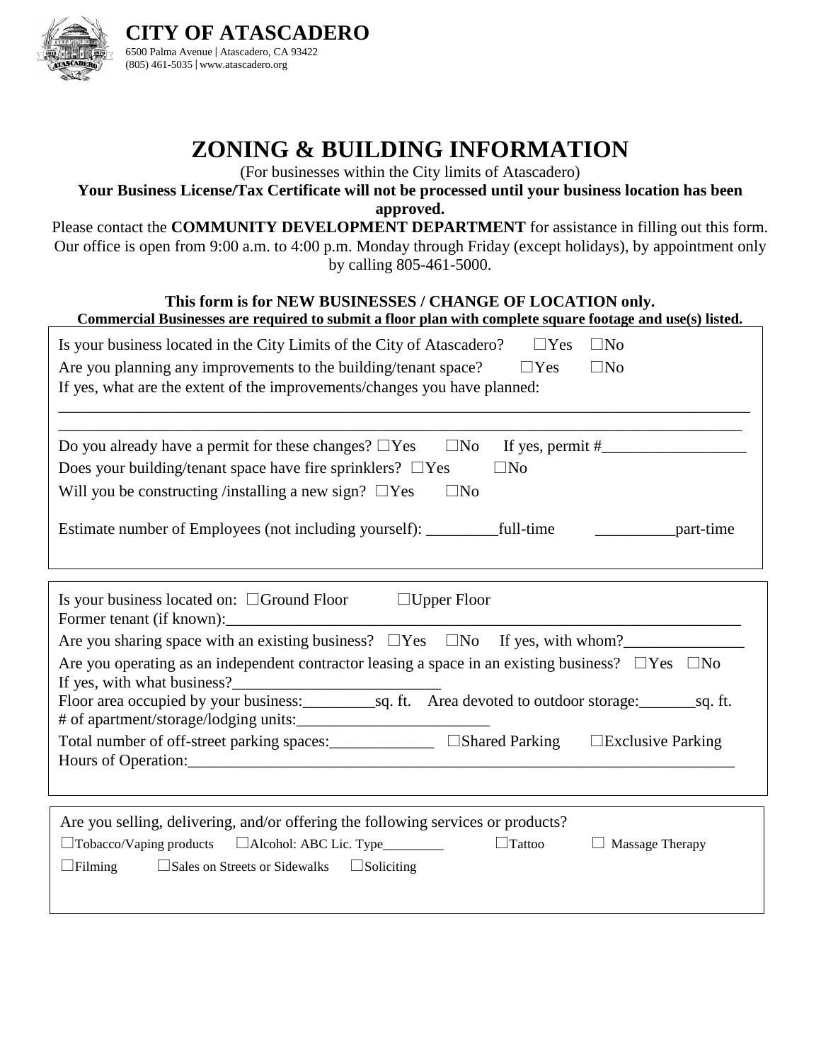**CITY OF ATASCADERO**

6500 Palma Avenue | Atascadero, CA 93422
(805) 461-5035 | www.atascadero.org

# ZONING & BUILDING INFORMATION

(For businesses within the City limits of Atascadero)

**Your Business License/Tax Certificate will not be processed until your business location has been approved.**

Please contact the **COMMUNITY DEVELOPMENT DEPARTMENT** for assistance in filling out this form. Our office is open from 9:00 a.m. to 4:00 p.m. Monday through Friday (except holidays), by appointment only by calling 805-461-5000.

**This form is for NEW BUSINESSES / CHANGE OF LOCATION only.**

**Commercial Businesses are required to submit a floor plan with complete square footage and use(s) listed.**

Is your business located in the City Limits of the City of Atascadero? ☐Yes ☐No

Are you planning any improvements to the building/tenant space? ☐Yes ☐No

If yes, what are the extent of the improvements/changes you have planned:

______________________________________________________________________________

______________________________________________________________________________

Do you already have a permit for these changes? ☐Yes ☐No If yes, permit #__________________

Does your building/tenant space have fire sprinklers? ☐Yes ☐No

Will you be constructing /installing a new sign? ☐Yes ☐No

Estimate number of Employees (not including yourself): _________full-time __________part-time

---

Is your business located on: ☐Ground Floor ☐Upper Floor

Former tenant (if known):____________________________________________________________

Are you sharing space with an existing business? ☐Yes ☐No If yes, with whom?_______________

Are you operating as an independent contractor leasing a space in an existing business? ☐Yes ☐No

If yes, with what business?_________________________

Floor area occupied by your business:_________sq. ft. Area devoted to outdoor storage:_______sq. ft.

# of apartment/storage/lodging units:________________________

Total number of off-street parking spaces:_____________ ☐Shared Parking ☐Exclusive Parking

Hours of Operation:_________________________________________________________________

---

Are you selling, delivering, and/or offering the following services or products?

☐Tobacco/Vaping products ☐Alcohol: ABC Lic. Type_________ ☐Tattoo ☐ Massage Therapy

☐Filming ☐Sales on Streets or Sidewalks ☐Soliciting